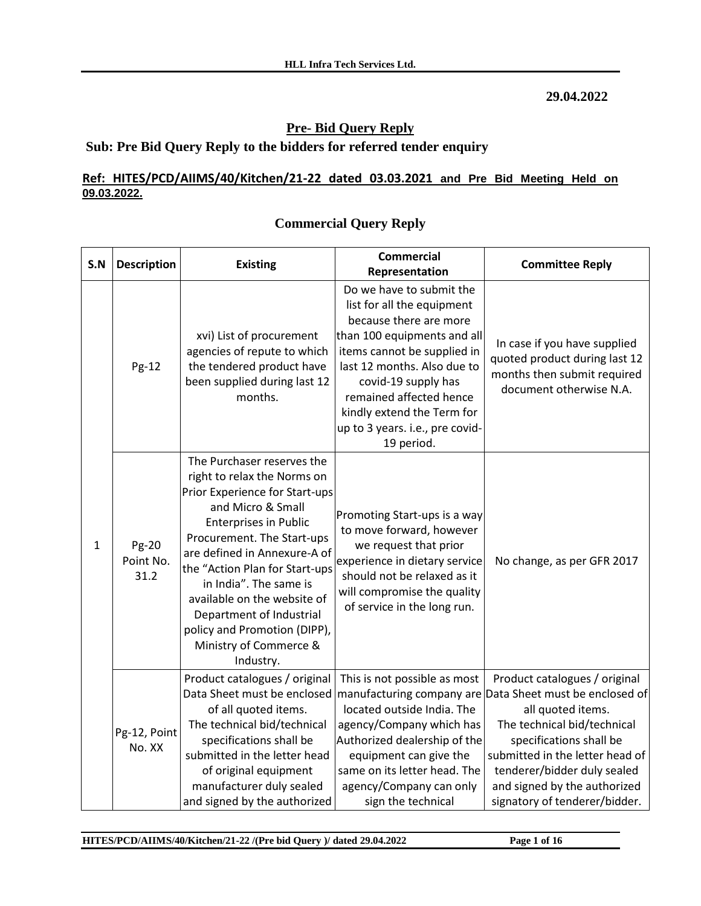29.04.2022

## Pre- Bid Query Reply

### Sub: Pre Bid Query Reply to the bidders for referred tender enquiry

**Ref: HITES/PCD/AIIMS/40/Kitchen/21-22 dated 03.03.2021 and Pre Bid Meeting Held on 09.03.2022.**

## Commercial Query Reply

| S.N | Description | Existing | Commercial Representation | Committee Reply |
|---|---|---|---|---|
| 1 | Pg-12 | xvi) List of procurement agencies of repute to which the tendered product have been supplied during last 12 months. | Do we have to submit the list for all the equipment because there are more than 100 equipments and all items cannot be supplied in last 12 months. Also due to covid-19 supply has remained affected hence kindly extend the Term for up to 3 years. i.e., pre covid-19 period. | In case if you have supplied quoted product during last 12 months then submit required document otherwise N.A. |
| | Pg-20 Point No. 31.2 | The Purchaser reserves the right to relax the Norms on Prior Experience for Start-ups and Micro & Small Enterprises in Public Procurement. The Start-ups are defined in Annexure-A of the "Action Plan for Start-ups in India". The same is available on the website of Department of Industrial policy and Promotion (DIPP), Ministry of Commerce & Industry. | Promoting Start-ups is a way to move forward, however we request that prior experience in dietary service should not be relaxed as it will compromise the quality of service in the long run. | No change, as per GFR 2017 |
| | Pg-12, Point No. XX | Product catalogues / original Data Sheet must be enclosed of all quoted items. The technical bid/technical specifications shall be submitted in the letter head of original equipment manufacturer duly sealed and signed by the authorized | This is not possible as most manufacturing company are located outside India. The agency/Company which has Authorized dealership of the equipment can give the same on its letter head. The agency/Company can only sign the technical | Product catalogues / original Data Sheet must be enclosed of all quoted items. The technical bid/technical specifications shall be submitted in the letter head of tenderer/bidder duly sealed and signed by the authorized signatory of tenderer/bidder. |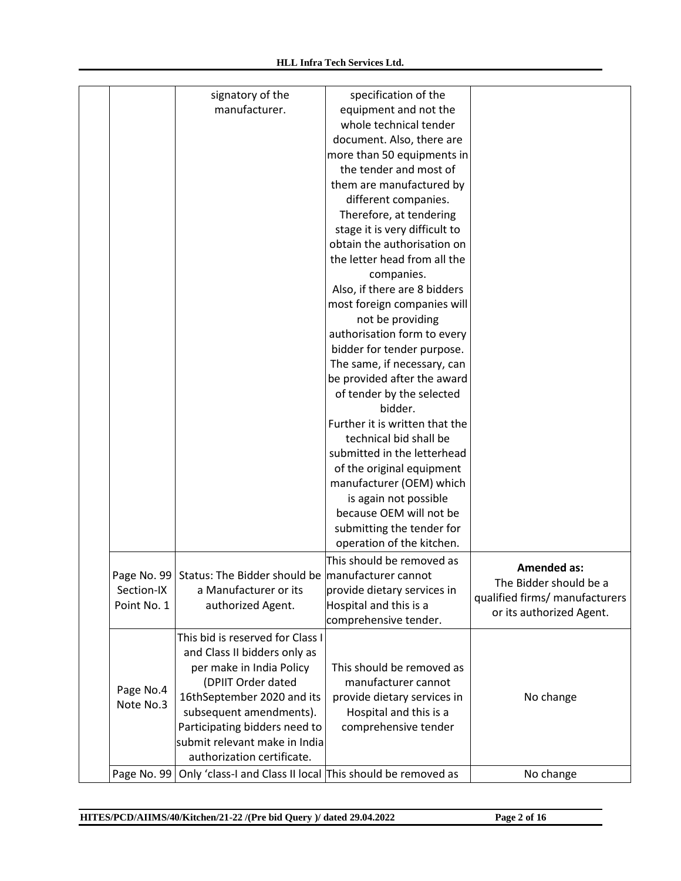| | | | | |
|---|---|---|---|---|
| | | signatory of the manufacturer. | specification of the equipment and not the whole technical tender document. Also, there are more than 50 equipments in the tender and most of them are manufactured by different companies. Therefore, at tendering stage it is very difficult to obtain the authorisation on the letter head from all the companies. Also, if there are 8 bidders most foreign companies will not be providing authorisation form to every bidder for tender purpose. The same, if necessary, can be provided after the award of tender by the selected bidder. Further it is written that the technical bid shall be submitted in the letterhead of the original equipment manufacturer (OEM) which is again not possible because OEM will not be submitting the tender for operation of the kitchen. | |
| | Page No. 99 Section-IX Point No. 1 | Status: The Bidder should be a Manufacturer or its authorized Agent. | This should be removed as manufacturer cannot provide dietary services in Hospital and this is a comprehensive tender. | **Amended as:** The Bidder should be a qualified firms/ manufacturers or its authorized Agent. |
| | Page No.4 Note No.3 | This bid is reserved for Class I and Class II bidders only as per make in India Policy (DPIIT Order dated 16thSeptember 2020 and its subsequent amendments). Participating bidders need to submit relevant make in India authorization certificate. | This should be removed as manufacturer cannot provide dietary services in Hospital and this is a comprehensive tender | No change |
| | Page No. 99 | Only 'class-I and Class II local | This should be removed as | No change |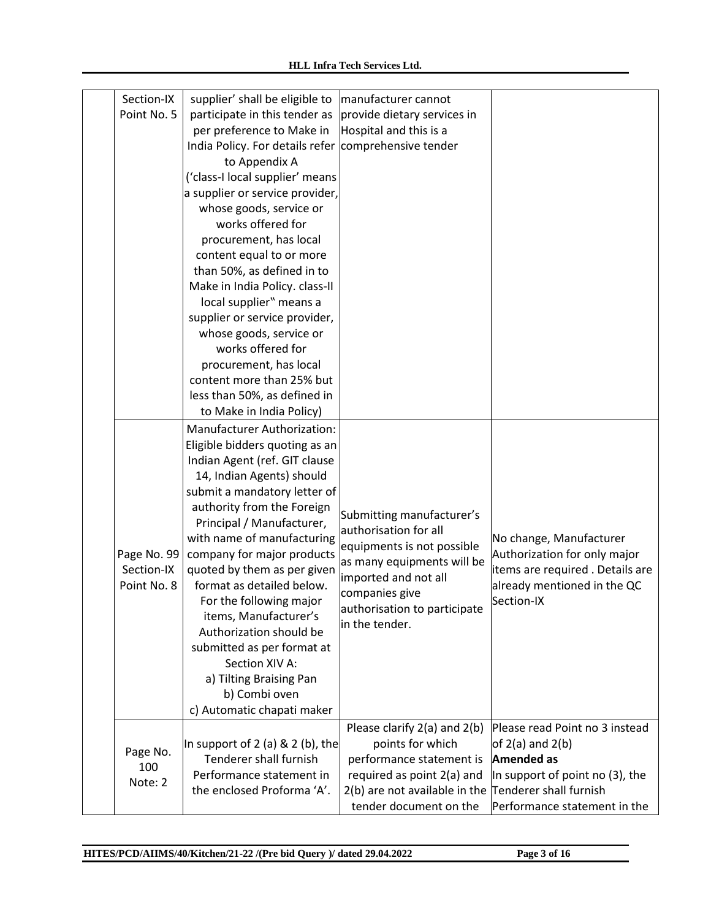| | | | | |
|---|---|---|---|---|
| | Section-IX Point No. 5 | supplier' shall be eligible to participate in this tender as per preference to Make in India Policy. For details refer to Appendix A ('class-I local supplier' means a supplier or service provider, whose goods, service or works offered for procurement, has local content equal to or more than 50%, as defined in to Make in India Policy. class-II local supplier" means a supplier or service provider, whose goods, service or works offered for procurement, has local content more than 25% but less than 50%, as defined in to Make in India Policy) | manufacturer cannot provide dietary services in Hospital and this is a comprehensive tender | |
| | Page No. 99 Section-IX Point No. 8 | Manufacturer Authorization: Eligible bidders quoting as an Indian Agent (ref. GIT clause 14, Indian Agents) should submit a mandatory letter of authority from the Foreign Principal / Manufacturer, with name of manufacturing company for major products quoted by them as per given format as detailed below. For the following major items, Manufacturer's Authorization should be submitted as per format at Section XIV A: a) Tilting Braising Pan b) Combi oven c) Automatic chapati maker | Submitting manufacturer's authorisation for all equipments is not possible as many equipments will be imported and not all companies give authorisation to participate in the tender. | No change, Manufacturer Authorization for only major items are required . Details are already mentioned in the QC Section-IX |
| | Page No. 100 Note: 2 | In support of 2 (a) & 2 (b), the Tenderer shall furnish Performance statement in the enclosed Proforma 'A'. | Please clarify 2(a) and 2(b) points for which performance statement is required as point 2(a) and 2(b) are not available in the tender document on the | Please read Point no 3 instead of 2(a) and 2(b) **Amended as** In support of point no (3), the Tenderer shall furnish Performance statement in the |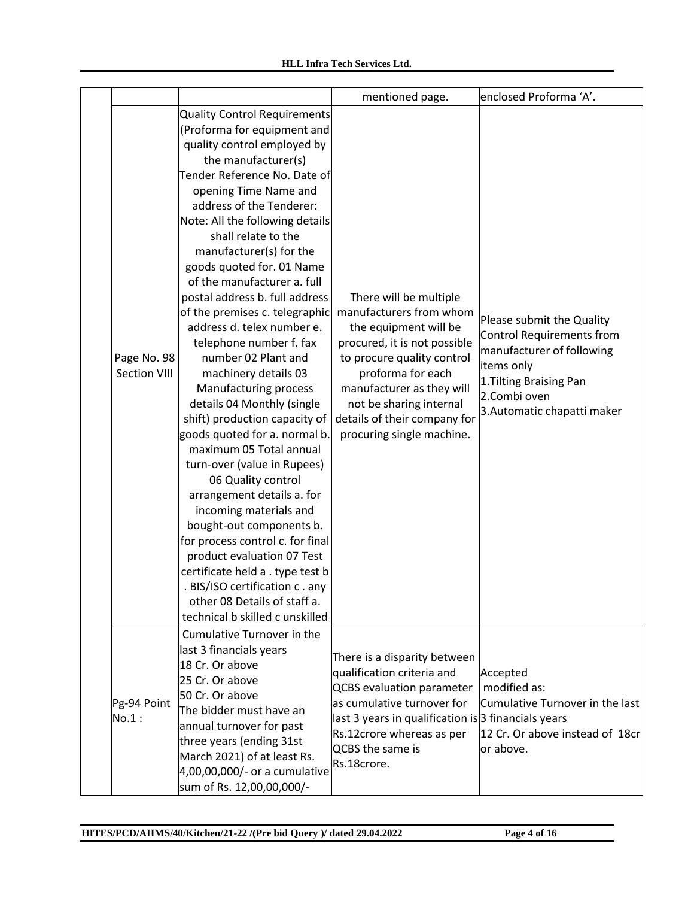| | | | | |
|---|---|---|---|---|
| | | | mentioned page. | enclosed Proforma 'A'. |
| | Page No. 98 Section VIII | Quality Control Requirements (Proforma for equipment and quality control employed by the manufacturer(s) Tender Reference No. Date of opening Time Name and address of the Tenderer: Note: All the following details shall relate to the manufacturer(s) for the goods quoted for. 01 Name of the manufacturer a. full postal address b. full address of the premises c. telegraphic address d. telex number e. telephone number f. fax number 02 Plant and machinery details 03 Manufacturing process details 04 Monthly (single shift) production capacity of goods quoted for a. normal b. maximum 05 Total annual turn-over (value in Rupees) 06 Quality control arrangement details a. for incoming materials and bought-out components b. for process control c. for final product evaluation 07 Test certificate held a . type test b . BIS/ISO certification c . any other 08 Details of staff a. technical b skilled c unskilled | There will be multiple manufacturers from whom the equipment will be procured, it is not possible to procure quality control proforma for each manufacturer as they will not be sharing internal details of their company for procuring single machine. | Please submit the Quality Control Requirements from manufacturer of following items only<br>1.Tilting Braising Pan<br>2.Combi oven<br>3.Automatic chapatti maker |
| | Pg-94 Point No.1 : | Cumulative Turnover in the last 3 financials years<br>18 Cr. Or above<br>25 Cr. Or above<br>50 Cr. Or above<br>The bidder must have an annual turnover for past three years (ending 31st March 2021) of at least Rs. 4,00,00,000/- or a cumulative sum of Rs. 12,00,00,000/- | There is a disparity between qualification criteria and QCBS evaluation parameter as cumulative turnover for last 3 years in qualification is Rs.12crore whereas as per QCBS the same is Rs.18crore. | Accepted<br>modified as:<br>Cumulative Turnover in the last 3 financials years<br>12 Cr. Or above instead of 18cr or above. |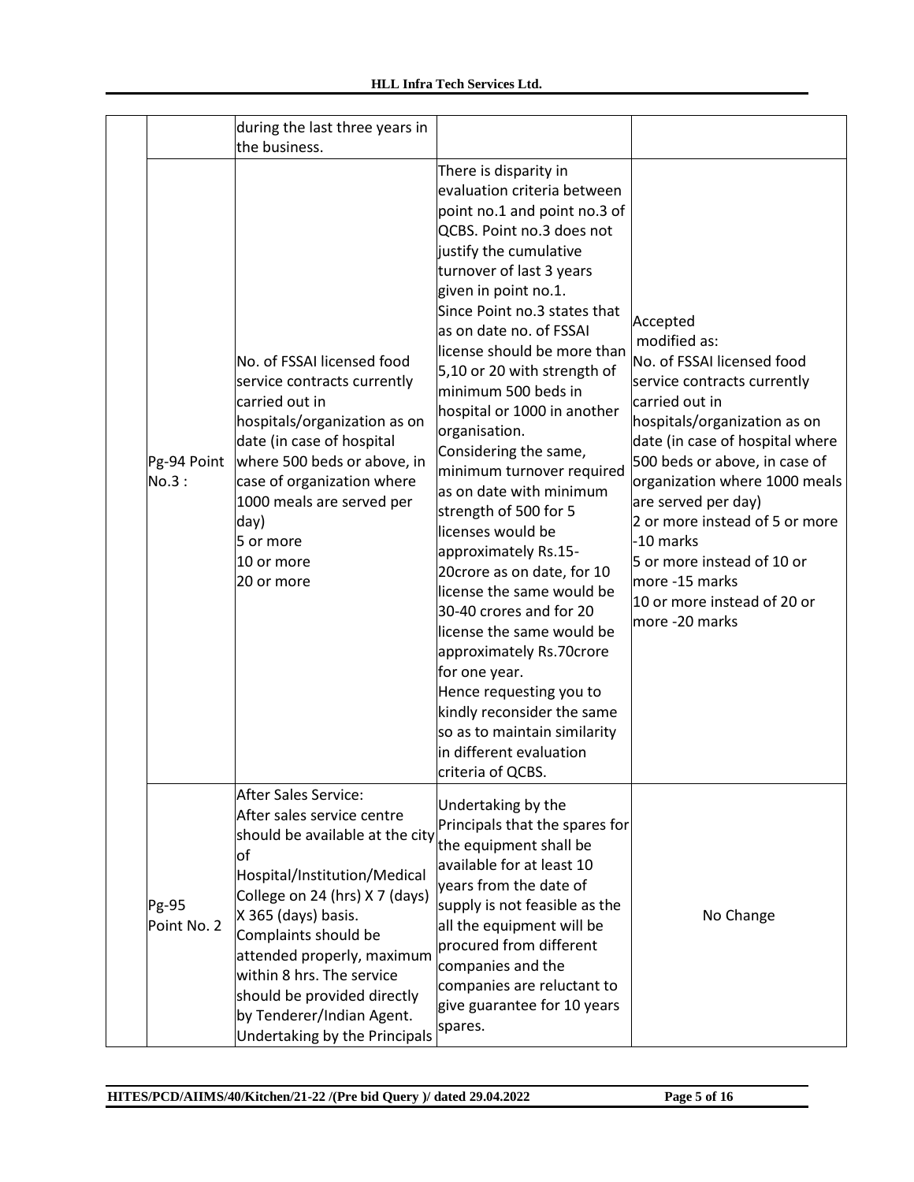| | | | | |
|---|---|---|---|---|
| | | during the last three years in the business. | | |
| | Pg-94 Point No.3 : | No. of FSSAI licensed food service contracts currently carried out in hospitals/organization as on date (in case of hospital where 500 beds or above, in case of organization where 1000 meals are served per day)<br>5 or more<br>10 or more<br>20 or more | There is disparity in evaluation criteria between point no.1 and point no.3 of QCBS. Point no.3 does not justify the cumulative turnover of last 3 years given in point no.1.<br>Since Point no.3 states that as on date no. of FSSAI license should be more than 5,10 or 20 with strength of minimum 500 beds in hospital or 1000 in another organisation.<br>Considering the same, minimum turnover required as on date with minimum strength of 500 for 5 licenses would be approximately Rs.15-20crore as on date, for 10 license the same would be 30-40 crores and for 20 license the same would be approximately Rs.70crore for one year.<br>Hence requesting you to kindly reconsider the same so as to maintain similarity in different evaluation criteria of QCBS. | Accepted<br>modified as:<br>No. of FSSAI licensed food service contracts currently carried out in hospitals/organization as on date (in case of hospital where 500 beds or above, in case of organization where 1000 meals are served per day)<br>2 or more instead of 5 or more -10 marks<br>5 or more instead of 10 or more -15 marks<br>10 or more instead of 20 or more -20 marks |
| | Pg-95 Point No. 2 | After Sales Service:<br>After sales service centre should be available at the city of Hospital/Institution/Medical College on 24 (hrs) X 7 (days) X 365 (days) basis.<br>Complaints should be attended properly, maximum within 8 hrs. The service should be provided directly by Tenderer/Indian Agent.<br>Undertaking by the Principals | Undertaking by the Principals that the spares for the equipment shall be available for at least 10 years from the date of supply is not feasible as the all the equipment will be procured from different companies and the companies are reluctant to give guarantee for 10 years spares. | No Change |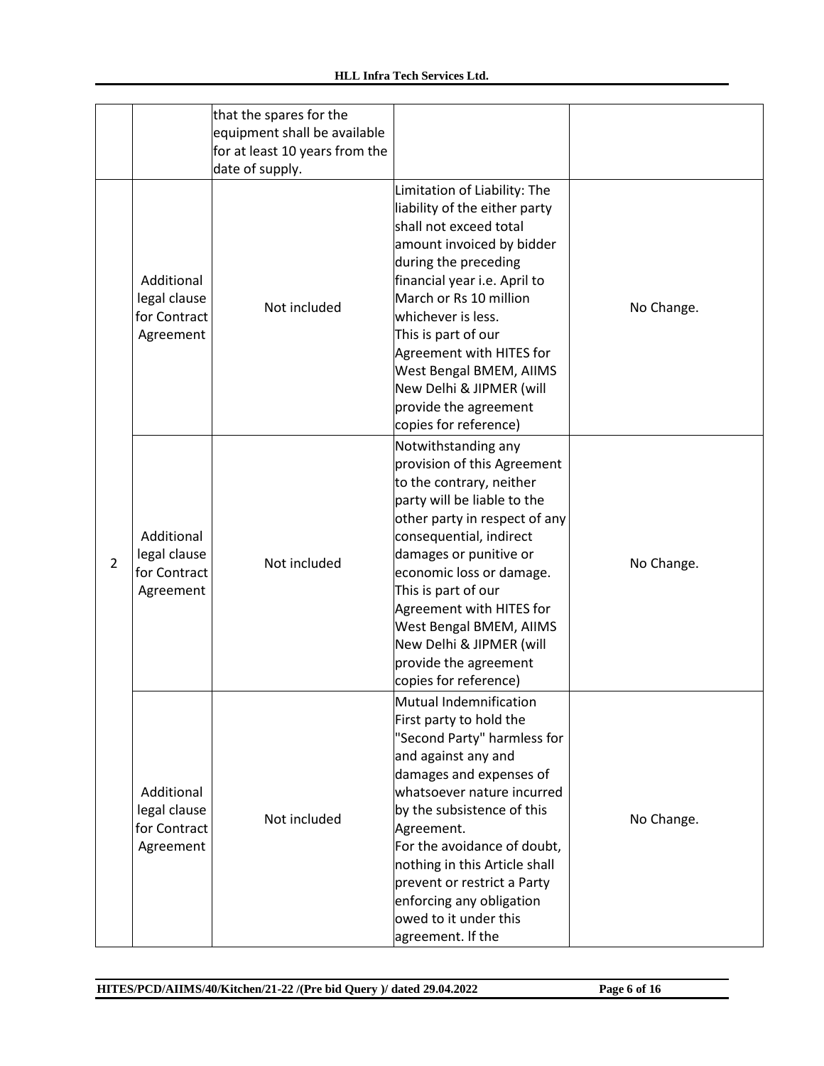| | | | | |
|---|---|---|---|---|
| | | that the spares for the equipment shall be available for at least 10 years from the date of supply. | | |
| 2 | Additional legal clause for Contract Agreement | Not included | Limitation of Liability: The liability of the either party shall not exceed total amount invoiced by bidder during the preceding financial year i.e. April to March or Rs 10 million whichever is less. This is part of our Agreement with HITES for West Bengal BMEM, AIIMS New Delhi & JIPMER (will provide the agreement copies for reference) | No Change. |
| | Additional legal clause for Contract Agreement | Not included | Notwithstanding any provision of this Agreement to the contrary, neither party will be liable to the other party in respect of any consequential, indirect damages or punitive or economic loss or damage. This is part of our Agreement with HITES for West Bengal BMEM, AIIMS New Delhi & JIPMER (will provide the agreement copies for reference) | No Change. |
| | Additional legal clause for Contract Agreement | Not included | Mutual Indemnification First party to hold the "Second Party" harmless for and against any and damages and expenses of whatsoever nature incurred by the subsistence of this Agreement. For the avoidance of doubt, nothing in this Article shall prevent or restrict a Party enforcing any obligation owed to it under this agreement. If the | No Change. |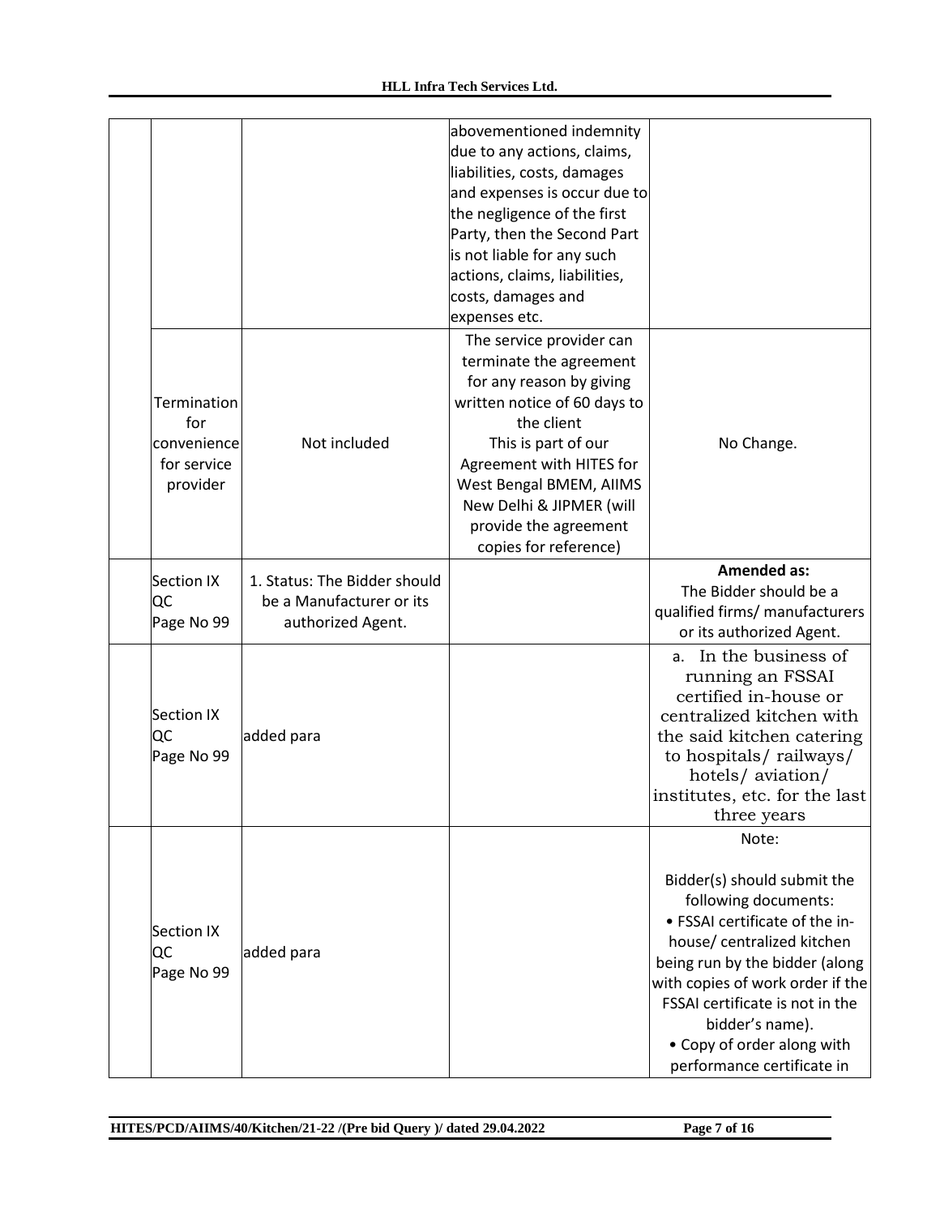| | | | | |
|---|---|---|---|---|
| | | | abovementioned indemnity due to any actions, claims, liabilities, costs, damages and expenses is occur due to the negligence of the first Party, then the Second Part is not liable for any such actions, claims, liabilities, costs, damages and expenses etc. | |
| | Termination for convenience for service provider | Not included | The service provider can terminate the agreement for any reason by giving written notice of 60 days to the client<br>This is part of our Agreement with HITES for West Bengal BMEM, AIIMS New Delhi & JIPMER (will provide the agreement copies for reference) | No Change. |
| | Section IX QC Page No 99 | 1. Status: The Bidder should be a Manufacturer or its authorized Agent. | | **Amended as:**<br>The Bidder should be a qualified firms/ manufacturers or its authorized Agent. |
| | Section IX QC Page No 99 | added para | | a. In the business of running an FSSAI certified in-house or centralized kitchen with the said kitchen catering to hospitals/ railways/ hotels/ aviation/ institutes, etc. for the last three years |
| | Section IX QC Page No 99 | added para | | Note:<br><br>Bidder(s) should submit the following documents:<br>• FSSAI certificate of the in-house/ centralized kitchen being run by the bidder (along with copies of work order if the FSSAI certificate is not in the bidder's name).<br>• Copy of order along with performance certificate in |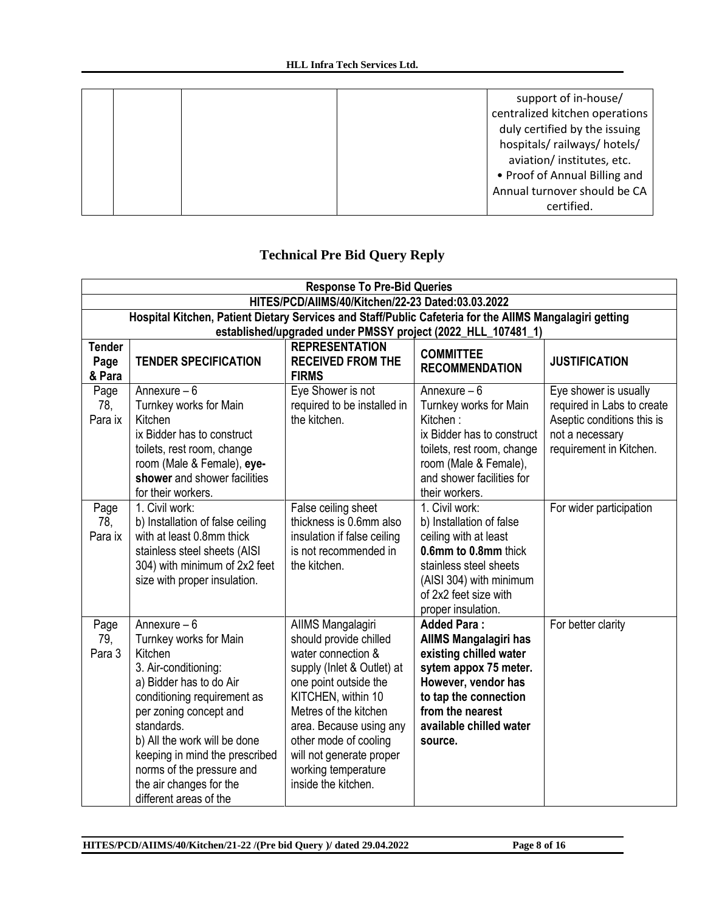| | | | | support of in-house/ centralized kitchen operations duly certified by the issuing hospitals/ railways/ hotels/ aviation/ institutes, etc. • Proof of Annual Billing and Annual turnover should be CA certified. |
|---|---|---|---|---|

## Technical Pre Bid Query Reply

| Response To Pre-Bid Queries | | | | |
|---|---|---|---|---|
| HITES/PCD/AIIMS/40/Kitchen/22-23 Dated:03.03.2022 | | | | |
| Hospital Kitchen, Patient Dietary Services and Staff/Public Cafeteria for the AIIMS Mangalagiri getting established/upgraded under PMSSY project (2022_HLL_107481_1) | | | | |
| **Tender Page & Para** | **TENDER SPECIFICATION** | **REPRESENTATION RECEIVED FROM THE FIRMS** | **COMMITTEE RECOMMENDATION** | **JUSTIFICATION** |
| Page 78, Para ix | Annexure – 6<br>Turnkey works for Main Kitchen<br>ix Bidder has to construct toilets, rest room, change room (Male & Female), **eye-shower** and shower facilities for their workers. | Eye Shower is not required to be installed in the kitchen. | Annexure – 6<br>Turnkey works for Main Kitchen :<br>ix Bidder has to construct toilets, rest room, change room (Male & Female), and shower facilities for their workers. | Eye shower is usually required in Labs to create Aseptic conditions this is not a necessary requirement in Kitchen. |
| Page 78, Para ix | 1. Civil work:<br>b) Installation of false ceiling with at least 0.8mm thick stainless steel sheets (AISI 304) with minimum of 2x2 feet size with proper insulation. | False ceiling sheet thickness is 0.6mm also insulation if false ceiling is not recommended in the kitchen. | 1. Civil work:<br>b) Installation of false ceiling with at least **0.6mm to 0.8mm** thick stainless steel sheets (AISI 304) with minimum of 2x2 feet size with proper insulation. | For wider participation |
| Page 79, Para 3 | Annexure – 6<br>Turnkey works for Main Kitchen<br>3. Air-conditioning:<br>a) Bidder has to do Air conditioning requirement as per zoning concept and standards.<br>b) All the work will be done keeping in mind the prescribed norms of the pressure and the air changes for the different areas of the | AIIMS Mangalagiri should provide chilled water connection & supply (Inlet & Outlet) at one point outside the KITCHEN, within 10 Metres of the kitchen area. Because using any other mode of cooling will not generate proper working temperature inside the kitchen. | **Added Para :**<br>**AIIMS Mangalagiri has existing chilled water sytem appox 75 meter. However, vendor has to tap the connection from the nearest available chilled water source.** | For better clarity |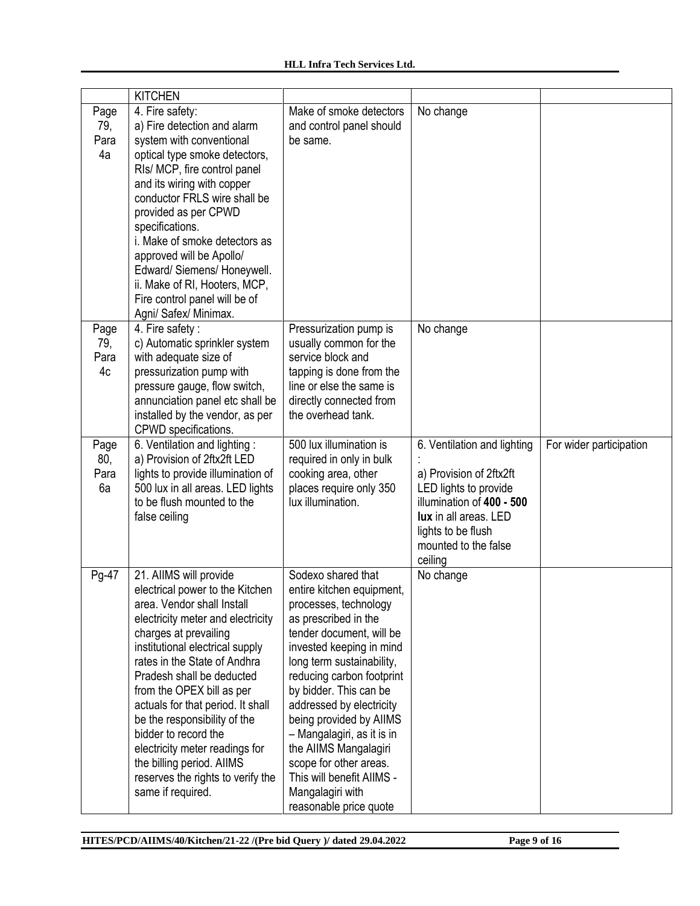| | KITCHEN | | | |
|---|---|---|---|---|
| Page 79, Para 4a | 4. Fire safety: a) Fire detection and alarm system with conventional optical type smoke detectors, RIs/ MCP, fire control panel and its wiring with copper conductor FRLS wire shall be provided as per CPWD specifications. i. Make of smoke detectors as approved will be Apollo/ Edward/ Siemens/ Honeywell. ii. Make of RI, Hooters, MCP, Fire control panel will be of Agni/ Safex/ Minimax. | Make of smoke detectors and control panel should be same. | No change | |
| Page 79, Para 4c | 4. Fire safety : c) Automatic sprinkler system with adequate size of pressurization pump with pressure gauge, flow switch, annunciation panel etc shall be installed by the vendor, as per CPWD specifications. | Pressurization pump is usually common for the service block and tapping is done from the line or else the same is directly connected from the overhead tank. | No change | |
| Page 80, Para 6a | 6. Ventilation and lighting : a) Provision of 2ftx2ft LED lights to provide illumination of 500 lux in all areas. LED lights to be flush mounted to the false ceiling | 500 lux illumination is required in only in bulk cooking area, other places require only 350 lux illumination. | 6. Ventilation and lighting : a) Provision of 2ftx2ft LED lights to provide illumination of **400 - 500 lux** in all areas. LED lights to be flush mounted to the false ceiling | For wider participation |
| Pg-47 | 21. AIIMS will provide electrical power to the Kitchen area. Vendor shall Install electricity meter and electricity charges at prevailing institutional electrical supply rates in the State of Andhra Pradesh shall be deducted from the OPEX bill as per actuals for that period. It shall be the responsibility of the bidder to record the electricity meter readings for the billing period. AIIMS reserves the rights to verify the same if required. | Sodexo shared that entire kitchen equipment, processes, technology as prescribed in the tender document, will be invested keeping in mind long term sustainability, reducing carbon footprint by bidder. This can be addressed by electricity being provided by AIIMS – Mangalagiri, as it is in the AIIMS Mangalagiri scope for other areas. This will benefit AIIMS - Mangalagiri with reasonable price quote | No change | |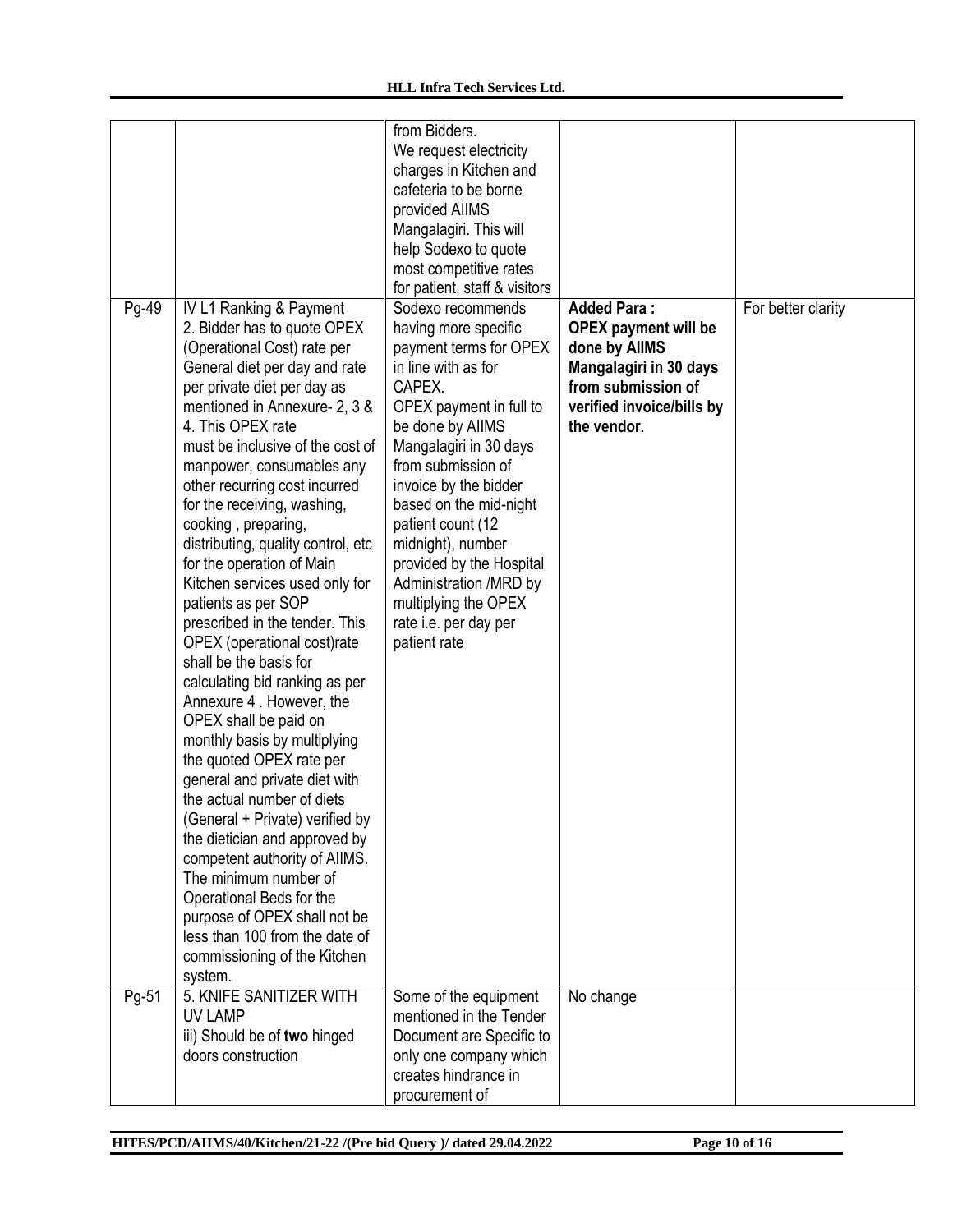| | | from Bidders. We request electricity charges in Kitchen and cafeteria to be borne provided AIIMS Mangalagiri. This will help Sodexo to quote most competitive rates for patient, staff & visitors | | |
|---|---|---|---|---|
| Pg-49 | IV L1 Ranking & Payment<br>2. Bidder has to quote OPEX (Operational Cost) rate per General diet per day and rate per private diet per day as mentioned in Annexure- 2, 3 & 4. This OPEX rate must be inclusive of the cost of manpower, consumables any other recurring cost incurred for the receiving, washing, cooking , preparing, distributing, quality control, etc for the operation of Main Kitchen services used only for patients as per SOP prescribed in the tender. This OPEX (operational cost)rate shall be the basis for calculating bid ranking as per Annexure 4 . However, the OPEX shall be paid on monthly basis by multiplying the quoted OPEX rate per general and private diet with the actual number of diets (General + Private) verified by the dietician and approved by competent authority of AIIMS. The minimum number of Operational Beds for the purpose of OPEX shall not be less than 100 from the date of commissioning of the Kitchen system. | Sodexo recommends having more specific payment terms for OPEX in line with as for CAPEX.<br>OPEX payment in full to be done by AIIMS Mangalagiri in 30 days from submission of invoice by the bidder based on the mid-night patient count (12 midnight), number provided by the Hospital Administration /MRD by multiplying the OPEX rate i.e. per day per patient rate | **Added Para : OPEX payment will be done by AIIMS Mangalagiri in 30 days from submission of verified invoice/bills by the vendor.** | For better clarity |
| Pg-51 | 5. KNIFE SANITIZER WITH UV LAMP<br>iii) Should be of **two** hinged doors construction | Some of the equipment mentioned in the Tender Document are Specific to only one company which creates hindrance in procurement of | No change | |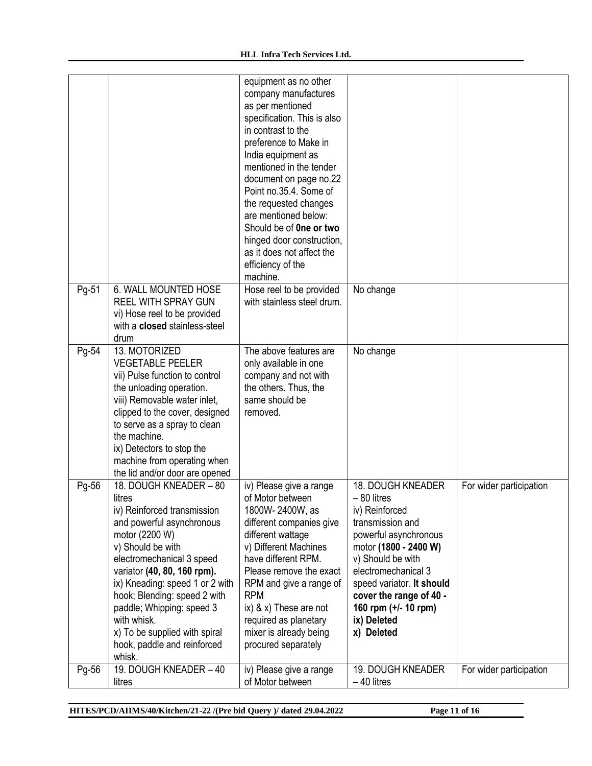| | | equipment as no other company manufactures as per mentioned specification. This is also in contrast to the preference to Make in India equipment as mentioned in the tender document on page no.22 Point no.35.4. Some of the requested changes are mentioned below: Should be of **0ne or two** hinged door construction, as it does not affect the efficiency of the machine. | | |
|---|---|---|---|---|
| Pg-51 | 6. WALL MOUNTED HOSE REEL WITH SPRAY GUN<br>vi) Hose reel to be provided with a **closed** stainless-steel drum | Hose reel to be provided with stainless steel drum. | No change | |
| Pg-54 | 13. MOTORIZED VEGETABLE PEELER<br>vii) Pulse function to control the unloading operation.<br>viii) Removable water inlet, clipped to the cover, designed to serve as a spray to clean the machine.<br>ix) Detectors to stop the machine from operating when the lid and/or door are opened | The above features are only available in one company and not with the others. Thus, the same should be removed. | No change | |
| Pg-56 | 18. DOUGH KNEADER – 80 litres<br>iv) Reinforced transmission and powerful asynchronous motor (2200 W)<br>v) Should be with electromechanical 3 speed variator **(40, 80, 160 rpm).**<br>ix) Kneading: speed 1 or 2 with hook; Blending: speed 2 with paddle; Whipping: speed 3 with whisk.<br>x) To be supplied with spiral hook, paddle and reinforced whisk. | iv) Please give a range of Motor between 1800W- 2400W, as different companies give different wattage<br>v) Different Machines have different RPM. Please remove the exact RPM and give a range of RPM<br>ix) & x) These are not required as planetary mixer is already being procured separately | 18. DOUGH KNEADER – 80 litres<br>iv) Reinforced transmission and powerful asynchronous motor **(1800 - 2400 W)**<br>v) Should be with electromechanical 3 speed variator. **It should cover the range of 40 - 160 rpm (+/- 10 rpm)**<br>**ix) Deleted**<br>**x) Deleted** | For wider participation |
| Pg-56 | 19. DOUGH KNEADER – 40 litres | iv) Please give a range of Motor between | 19. DOUGH KNEADER – 40 litres | For wider participation |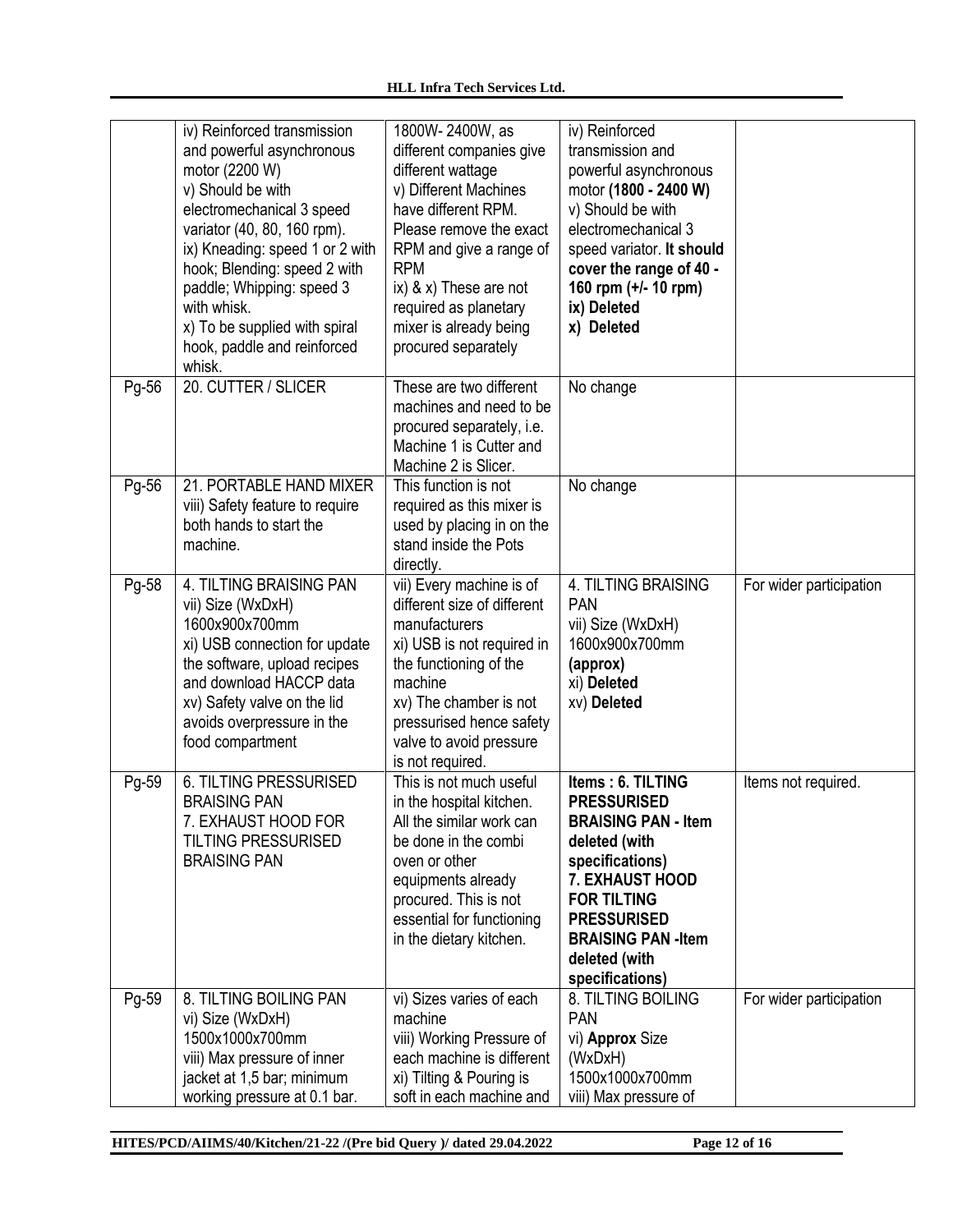| | | | | |
|---|---|---|---|---|
| | iv) Reinforced transmission and powerful asynchronous motor (2200 W)<br>v) Should be with electromechanical 3 speed variator (40, 80, 160 rpm).<br>ix) Kneading: speed 1 or 2 with hook; Blending: speed 2 with paddle; Whipping: speed 3 with whisk.<br>x) To be supplied with spiral hook, paddle and reinforced whisk. | 1800W- 2400W, as different companies give different wattage<br>v) Different Machines have different RPM. Please remove the exact RPM and give a range of RPM<br>ix) & x) These are not required as planetary mixer is already being procured separately | iv) Reinforced transmission and powerful asynchronous motor **(1800 - 2400 W)**<br>v) Should be with electromechanical 3 speed variator. **It should cover the range of 40 - 160 rpm (+/- 10 rpm)**<br>**ix) Deleted**<br>**x) Deleted** | |
| Pg-56 | 20. CUTTER / SLICER | These are two different machines and need to be procured separately, i.e. Machine 1 is Cutter and Machine 2 is Slicer. | No change | |
| Pg-56 | 21. PORTABLE HAND MIXER<br>viii) Safety feature to require both hands to start the machine. | This function is not required as this mixer is used by placing in on the stand inside the Pots directly. | No change | |
| Pg-58 | 4. TILTING BRAISING PAN<br>vii) Size (WxDxH) 1600x900x700mm<br>xi) USB connection for update the software, upload recipes and download HACCP data<br>xv) Safety valve on the lid avoids overpressure in the food compartment | vii) Every machine is of different size of different manufacturers<br>xi) USB is not required in the functioning of the machine<br>xv) The chamber is not pressurised hence safety valve to avoid pressure is not required. | 4. TILTING BRAISING PAN<br>vii) Size (WxDxH) 1600x900x700mm **(approx)**<br>xi) **Deleted**<br>xv) **Deleted** | For wider participation |
| Pg-59 | 6. TILTING PRESSURISED BRAISING PAN<br>7. EXHAUST HOOD FOR TILTING PRESSURISED BRAISING PAN | This is not much useful in the hospital kitchen. All the similar work can be done in the combi oven or other equipments already procured. This is not essential for functioning in the dietary kitchen. | **Items : 6. TILTING PRESSURISED BRAISING PAN - Item deleted (with specifications)**<br>**7. EXHAUST HOOD FOR TILTING PRESSURISED BRAISING PAN -Item deleted (with specifications)** | Items not required. |
| Pg-59 | 8. TILTING BOILING PAN<br>vi) Size (WxDxH) 1500x1000x700mm<br>viii) Max pressure of inner jacket at 1,5 bar; minimum working pressure at 0.1 bar. | vi) Sizes varies of each machine<br>viii) Working Pressure of each machine is different<br>xi) Tilting & Pouring is soft in each machine and | 8. TILTING BOILING PAN<br>vi) **Approx** Size (WxDxH) 1500x1000x700mm<br>viii) Max pressure of | For wider participation |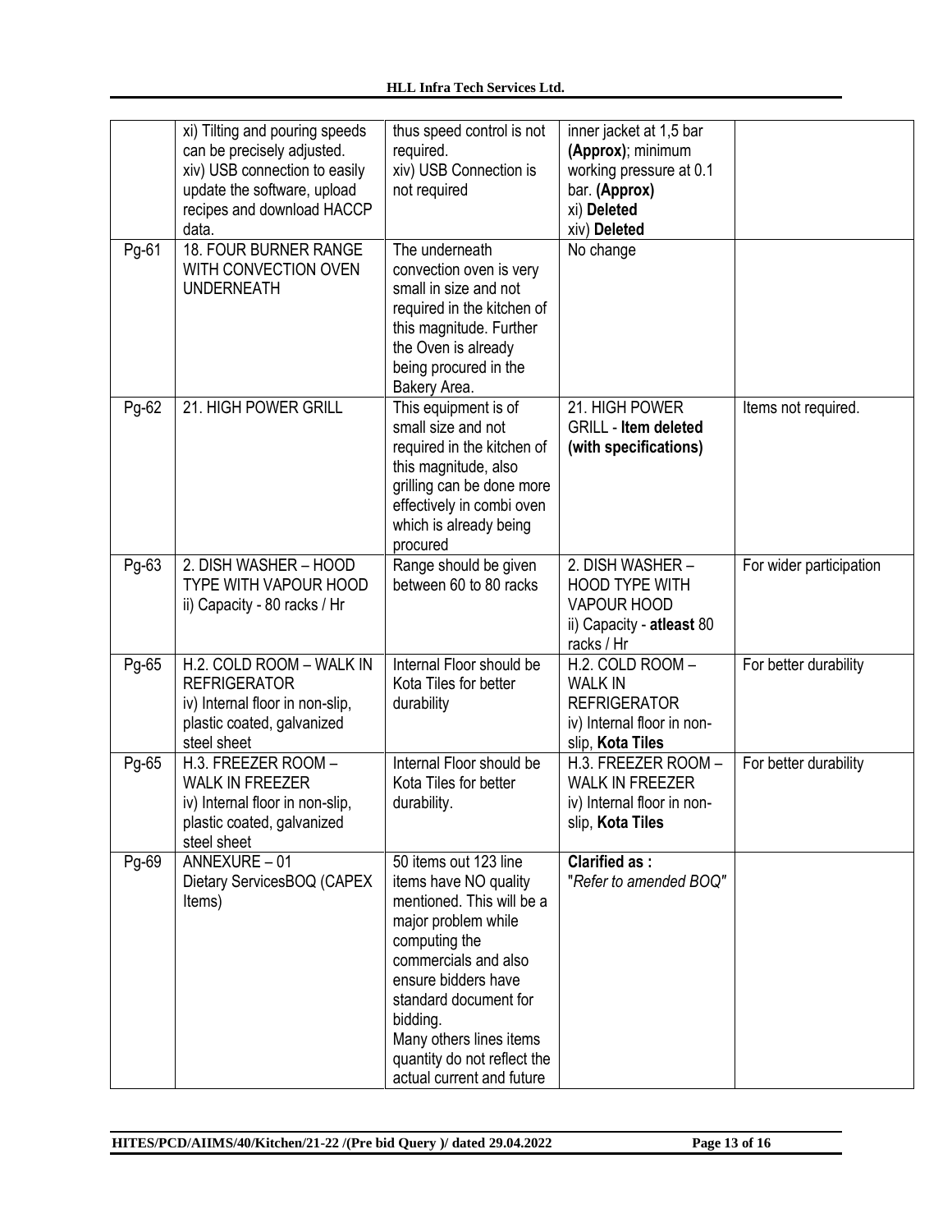| | | | | |
|---|---|---|---|---|
| | xi) Tilting and pouring speeds can be precisely adjusted.<br>xiv) USB connection to easily update the software, upload recipes and download HACCP data. | thus speed control is not required.<br>xiv) USB Connection is not required | inner jacket at 1,5 bar **(Approx)**; minimum working pressure at 0.1 bar. **(Approx)**<br>xi) **Deleted**<br>xiv) **Deleted** | |
| Pg-61 | 18. FOUR BURNER RANGE WITH CONVECTION OVEN UNDERNEATH | The underneath convection oven is very small in size and not required in the kitchen of this magnitude. Further the Oven is already being procured in the Bakery Area. | No change | |
| Pg-62 | 21. HIGH POWER GRILL | This equipment is of small size and not required in the kitchen of this magnitude, also grilling can be done more effectively in combi oven which is already being procured | 21. HIGH POWER GRILL - **Item deleted (with specifications)** | Items not required. |
| Pg-63 | 2. DISH WASHER – HOOD TYPE WITH VAPOUR HOOD<br>ii) Capacity - 80 racks / Hr | Range should be given between 60 to 80 racks | 2. DISH WASHER – HOOD TYPE WITH VAPOUR HOOD<br>ii) Capacity - **atleast** 80 racks / Hr | For wider participation |
| Pg-65 | H.2. COLD ROOM – WALK IN REFRIGERATOR<br>iv) Internal floor in non-slip, plastic coated, galvanized steel sheet | Internal Floor should be Kota Tiles for better durability | H.2. COLD ROOM – WALK IN REFRIGERATOR<br>iv) Internal floor in non-slip, **Kota Tiles** | For better durability |
| Pg-65 | H.3. FREEZER ROOM – WALK IN FREEZER<br>iv) Internal floor in non-slip, plastic coated, galvanized steel sheet | Internal Floor should be Kota Tiles for better durability. | H.3. FREEZER ROOM – WALK IN FREEZER<br>iv) Internal floor in non-slip, **Kota Tiles** | For better durability |
| Pg-69 | ANNEXURE – 01<br>Dietary ServicesBOQ (CAPEX Items) | 50 items out 123 line items have NO quality mentioned. This will be a major problem while computing the commercials and also ensure bidders have standard document for bidding.<br>Many others lines items quantity do not reflect the actual current and future | **Clarified as :**<br>"*Refer to amended BOQ"* | |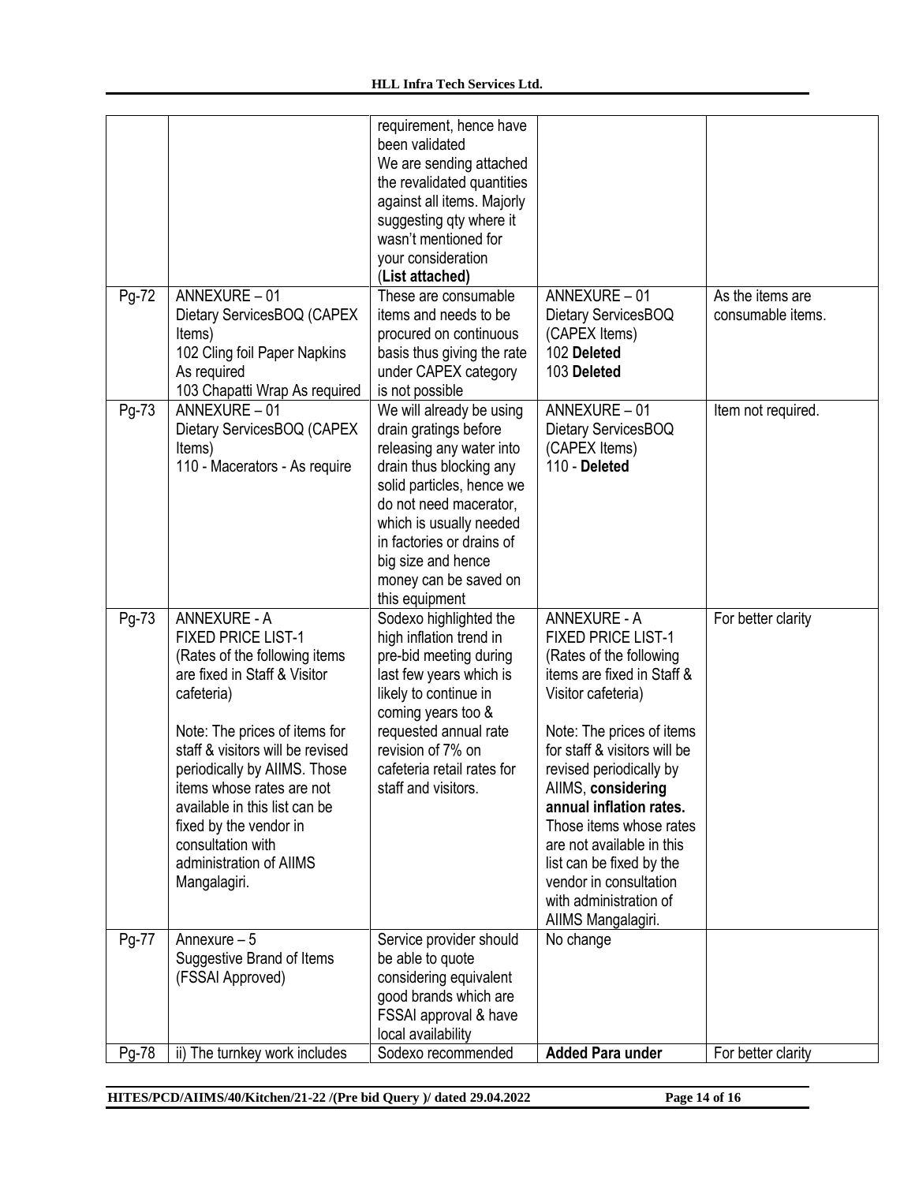| | | | | |
|---|---|---|---|---|
| | | requirement, hence have been validated<br>We are sending attached the revalidated quantities against all items. Majorly suggesting qty where it wasn't mentioned for your consideration<br>(**List attached)** | | |
| Pg-72 | ANNEXURE – 01<br>Dietary ServicesBOQ (CAPEX Items)<br>102 Cling foil Paper Napkins As required<br>103 Chapatti Wrap As required | These are consumable items and needs to be procured on continuous basis thus giving the rate under CAPEX category is not possible | ANNEXURE – 01<br>Dietary ServicesBOQ (CAPEX Items)<br>102 **Deleted**<br>103 **Deleted** | As the items are consumable items. |
| Pg-73 | ANNEXURE – 01<br>Dietary ServicesBOQ (CAPEX Items)<br>110 - Macerators - As require | We will already be using drain gratings before releasing any water into drain thus blocking any solid particles, hence we do not need macerator, which is usually needed in factories or drains of big size and hence money can be saved on this equipment | ANNEXURE – 01<br>Dietary ServicesBOQ (CAPEX Items)<br>110 - **Deleted** | Item not required. |
| Pg-73 | ANNEXURE - A<br>FIXED PRICE LIST-1<br>(Rates of the following items are fixed in Staff & Visitor cafeteria)<br><br>Note: The prices of items for staff & visitors will be revised periodically by AIIMS. Those items whose rates are not available in this list can be fixed by the vendor in consultation with administration of AIIMS Mangalagiri. | Sodexo highlighted the high inflation trend in pre-bid meeting during last few years which is likely to continue in coming years too & requested annual rate revision of 7% on cafeteria retail rates for staff and visitors. | ANNEXURE - A<br>FIXED PRICE LIST-1<br>(Rates of the following items are fixed in Staff & Visitor cafeteria)<br><br>Note: The prices of items for staff & visitors will be revised periodically by AIIMS, **considering annual inflation rates.** Those items whose rates are not available in this list can be fixed by the vendor in consultation with administration of AIIMS Mangalagiri. | For better clarity |
| Pg-77 | Annexure – 5<br>Suggestive Brand of Items (FSSAI Approved) | Service provider should be able to quote considering equivalent good brands which are FSSAI approval & have local availability | No change | |
| Pg-78 | ii) The turnkey work includes | Sodexo recommended | **Added Para under** | For better clarity |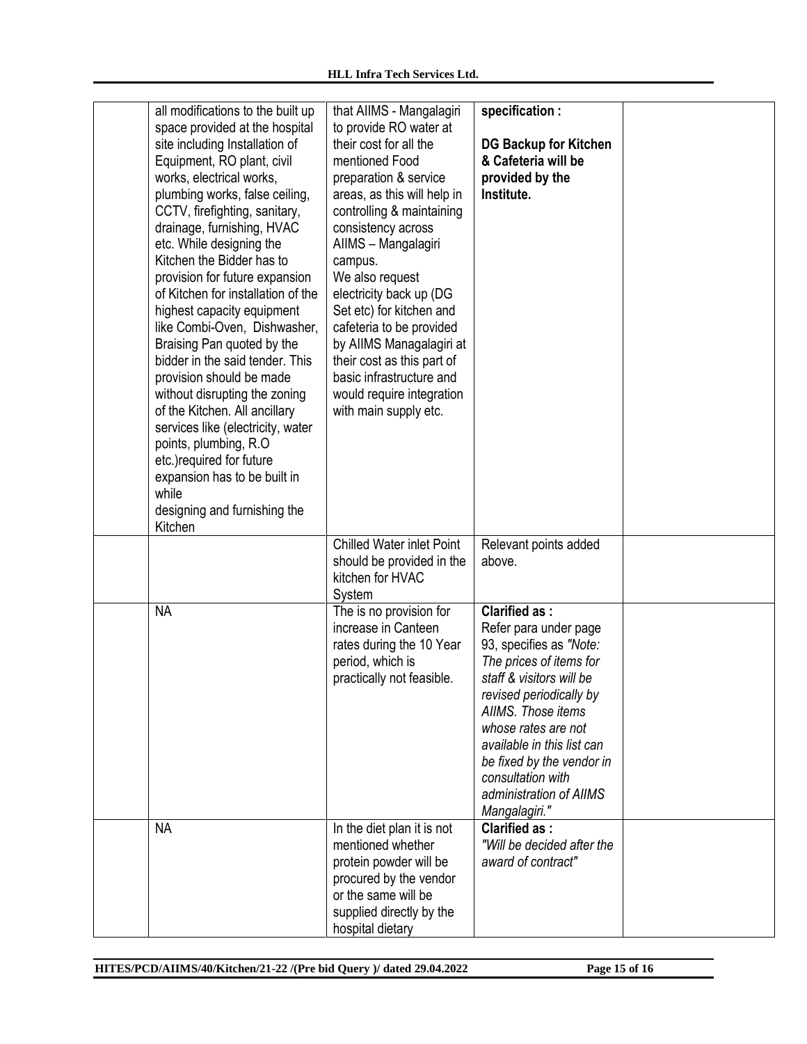| | | | | |
|---|---|---|---|---|
| | all modifications to the built up space provided at the hospital site including Installation of Equipment, RO plant, civil works, electrical works, plumbing works, false ceiling, CCTV, firefighting, sanitary, drainage, furnishing, HVAC etc. While designing the Kitchen the Bidder has to provision for future expansion of Kitchen for installation of the highest capacity equipment like Combi-Oven, Dishwasher, Braising Pan quoted by the bidder in the said tender. This provision should be made without disrupting the zoning of the Kitchen. All ancillary services like (electricity, water points, plumbing, R.O etc.)required for future expansion has to be built in while designing and furnishing the Kitchen | that AIIMS - Mangalagiri to provide RO water at their cost for all the mentioned Food preparation & service areas, as this will help in controlling & maintaining consistency across AIIMS – Mangalagiri campus. We also request electricity back up (DG Set etc) for kitchen and cafeteria to be provided by AIIMS Managalagiri at their cost as this part of basic infrastructure and would require integration with main supply etc. | **specification :** **DG Backup for Kitchen & Cafeteria will be provided by the Institute.** | |
| | | Chilled Water inlet Point should be provided in the kitchen for HVAC System | Relevant points added above. | |
| | NA | The is no provision for increase in Canteen rates during the 10 Year period, which is practically not feasible. | **Clarified as :** Refer para under page 93, specifies as *"Note: The prices of items for staff & visitors will be revised periodically by AIIMS. Those items whose rates are not available in this list can be fixed by the vendor in consultation with administration of AIIMS Mangalagiri."* | |
| | NA | In the diet plan it is not mentioned whether protein powder will be procured by the vendor or the same will be supplied directly by the hospital dietary | **Clarified as :** *"Will be decided after the award of contract"* | |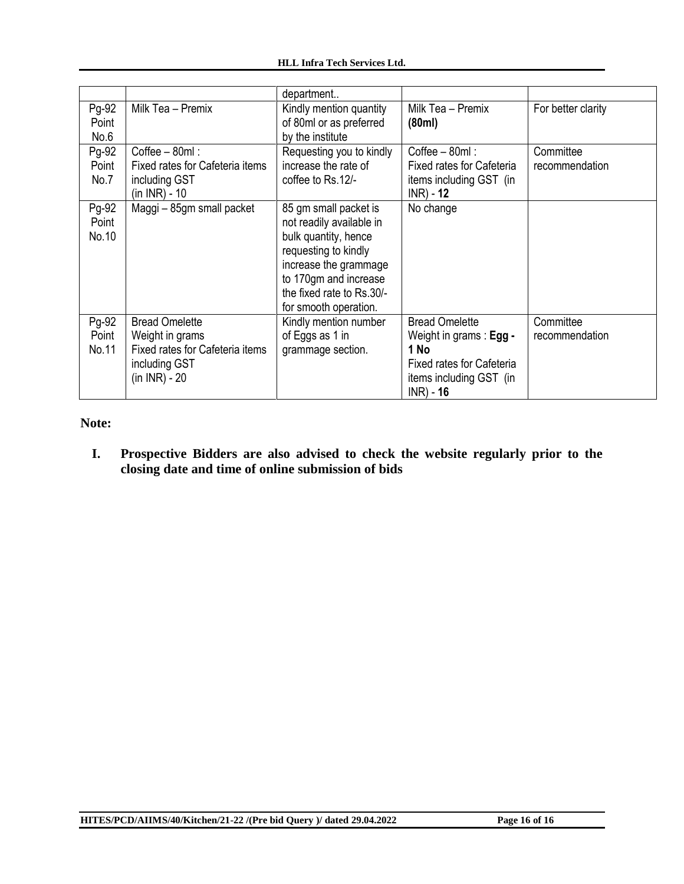| | | | | |
|---|---|---|---|---|
| | | department.. | | |
| Pg-92 Point No.6 | Milk Tea – Premix | Kindly mention quantity of 80ml or as preferred by the institute | Milk Tea – Premix **(80ml)** | For better clarity |
| Pg-92 Point No.7 | Coffee – 80ml : Fixed rates for Cafeteria items including GST (in INR) - 10 | Requesting you to kindly increase the rate of coffee to Rs.12/- | Coffee – 80ml : Fixed rates for Cafeteria items including GST (in INR) - **12** | Committee recommendation |
| Pg-92 Point No.10 | Maggi – 85gm small packet | 85 gm small packet is not readily available in bulk quantity, hence requesting to kindly increase the grammage to 170gm and increase the fixed rate to Rs.30/- for smooth operation. | No change | |
| Pg-92 Point No.11 | Bread Omelette Weight in grams Fixed rates for Cafeteria items including GST (in INR) - 20 | Kindly mention number of Eggs as 1 in grammage section. | Bread Omelette Weight in grams : **Egg - 1 No** Fixed rates for Cafeteria items including GST (in INR) - **16** | Committee recommendation |

**Note:**

**I. Prospective Bidders are also advised to check the website regularly prior to the closing date and time of online submission of bids**